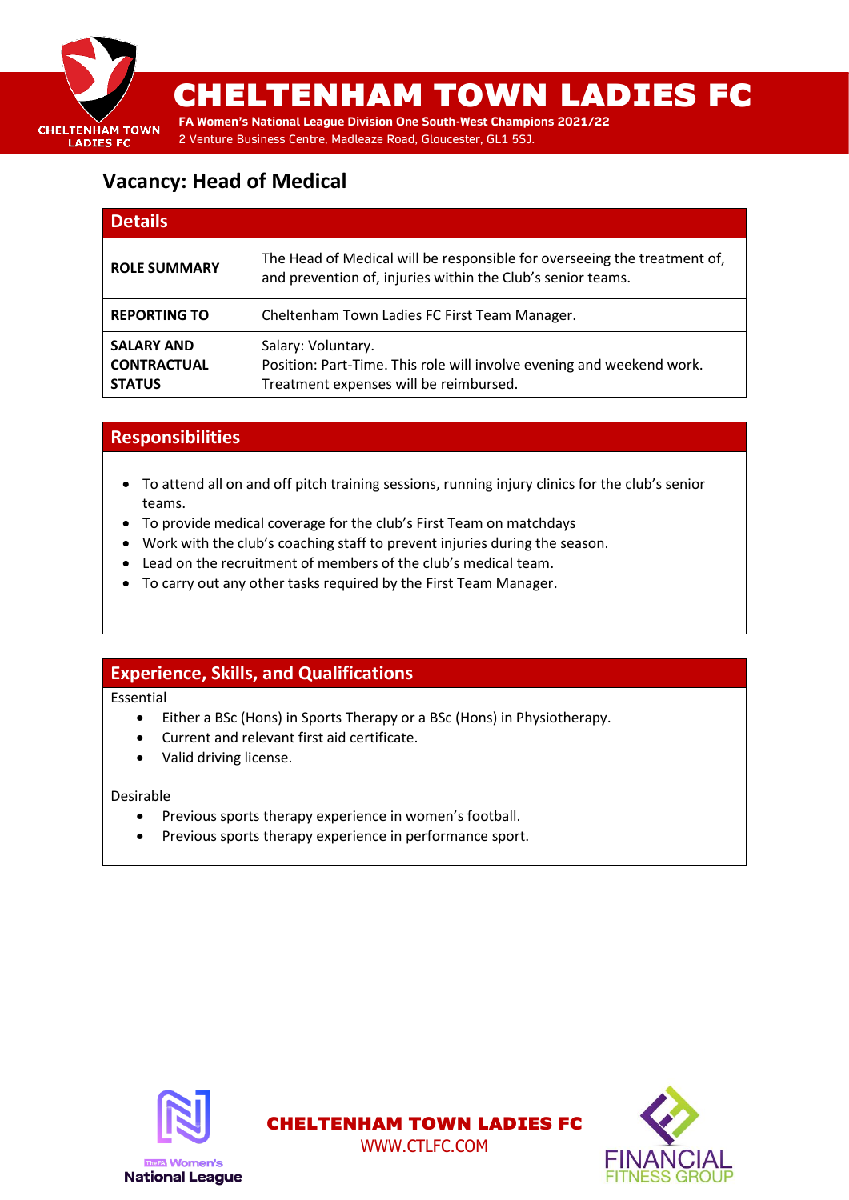# CHELTENHAM TOWN LADIES FC

**FA Women's National League Division One South-West Champions 2021/22**

2 Venture Business Centre, Madleaze Road, Gloucester, GL1 5SJ.

## Vacancy: Head of Medical

| Details | |
|---|---|
| **ROLE SUMMARY** | The Head of Medical will be responsible for overseeing the treatment of, and prevention of, injuries within the Club's senior teams. |
| **REPORTING TO** | Cheltenham Town Ladies FC First Team Manager. |
| **SALARY AND CONTRACTUAL STATUS** | Salary: Voluntary.<br>Position: Part-Time. This role will involve evening and weekend work.<br>Treatment expenses will be reimbursed. |

### Responsibilities

- To attend all on and off pitch training sessions, running injury clinics for the club's senior teams.
- To provide medical coverage for the club's First Team on matchdays
- Work with the club's coaching staff to prevent injuries during the season.
- Lead on the recruitment of members of the club's medical team.
- To carry out any other tasks required by the First Team Manager.

### Experience, Skills, and Qualifications

Essential

- Either a BSc (Hons) in Sports Therapy or a BSc (Hons) in Physiotherapy.
- Current and relevant first aid certificate.
- Valid driving license.

Desirable

- Previous sports therapy experience in women's football.
- Previous sports therapy experience in performance sport.

CHELTENHAM TOWN LADIES FC
WWW.CTLFC.COM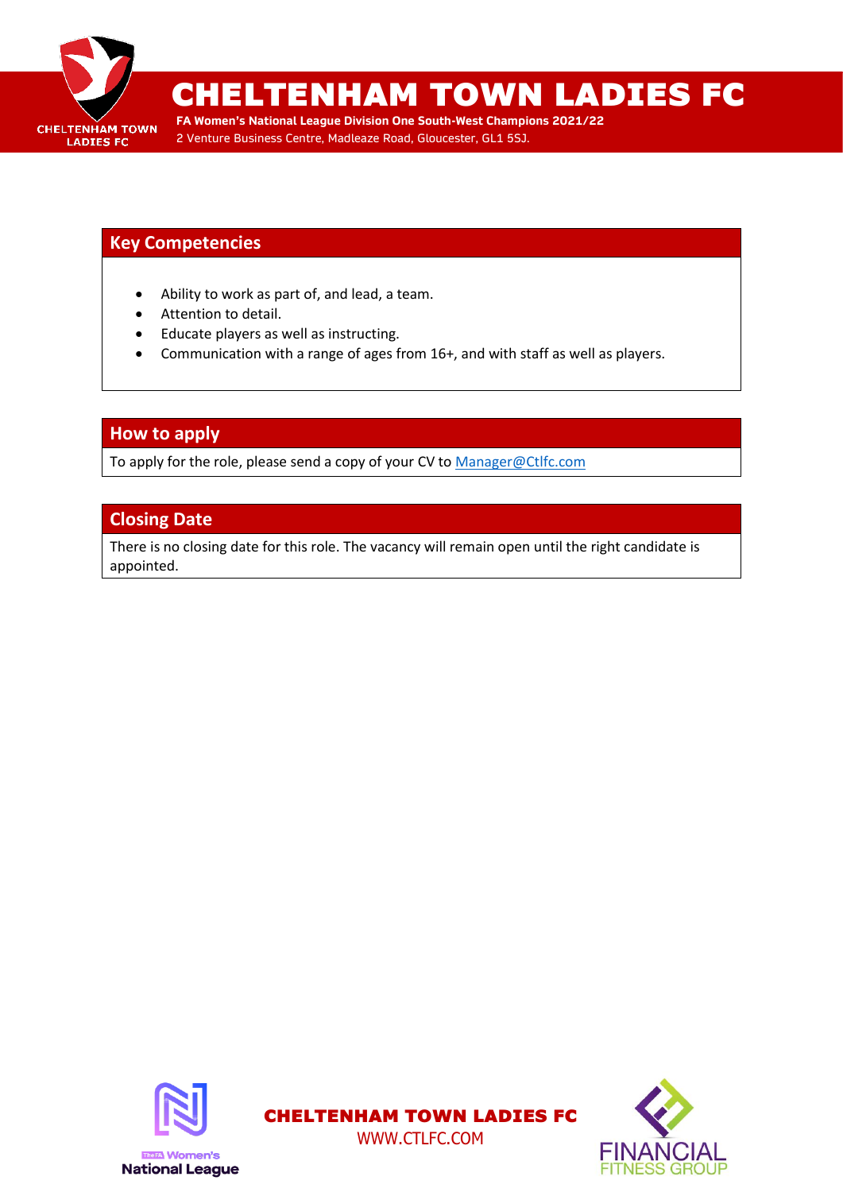## Key Competencies

- Ability to work as part of, and lead, a team.
- Attention to detail.
- Educate players as well as instructing.
- Communication with a range of ages from 16+, and with staff as well as players.

## How to apply

To apply for the role, please send a copy of your CV to Manager@Ctlfc.com

## Closing Date

There is no closing date for this role. The vacancy will remain open until the right candidate is appointed.